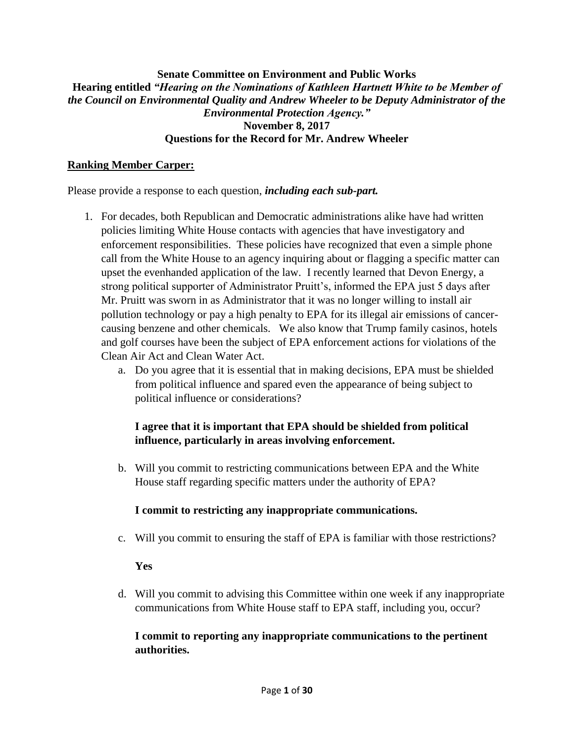**Senate Committee on Environment and Public Works**
**Hearing entitled *"Hearing on the Nominations of Kathleen Hartnett White to be Member of the Council on Environmental Quality and Andrew Wheeler to be Deputy Administrator of the Environmental Protection Agency."***
**November 8, 2017**
**Questions for the Record for Mr. Andrew Wheeler**

**Ranking Member Carper:**

Please provide a response to each question, ***including each sub-part.***

1. For decades, both Republican and Democratic administrations alike have had written policies limiting White House contacts with agencies that have investigatory and enforcement responsibilities. These policies have recognized that even a simple phone call from the White House to an agency inquiring about or flagging a specific matter can upset the evenhanded application of the law. I recently learned that Devon Energy, a strong political supporter of Administrator Pruitt's, informed the EPA just 5 days after Mr. Pruitt was sworn in as Administrator that it was no longer willing to install air pollution technology or pay a high penalty to EPA for its illegal air emissions of cancer-causing benzene and other chemicals. We also know that Trump family casinos, hotels and golf courses have been the subject of EPA enforcement actions for violations of the Clean Air Act and Clean Water Act.

   a. Do you agree that it is essential that in making decisions, EPA must be shielded from political influence and spared even the appearance of being subject to political influence or considerations?

      **I agree that it is important that EPA should be shielded from political influence, particularly in areas involving enforcement.**

   b. Will you commit to restricting communications between EPA and the White House staff regarding specific matters under the authority of EPA?

      **I commit to restricting any inappropriate communications.**

   c. Will you commit to ensuring the staff of EPA is familiar with those restrictions?

      **Yes**

   d. Will you commit to advising this Committee within one week if any inappropriate communications from White House staff to EPA staff, including you, occur?

      **I commit to reporting any inappropriate communications to the pertinent authorities.**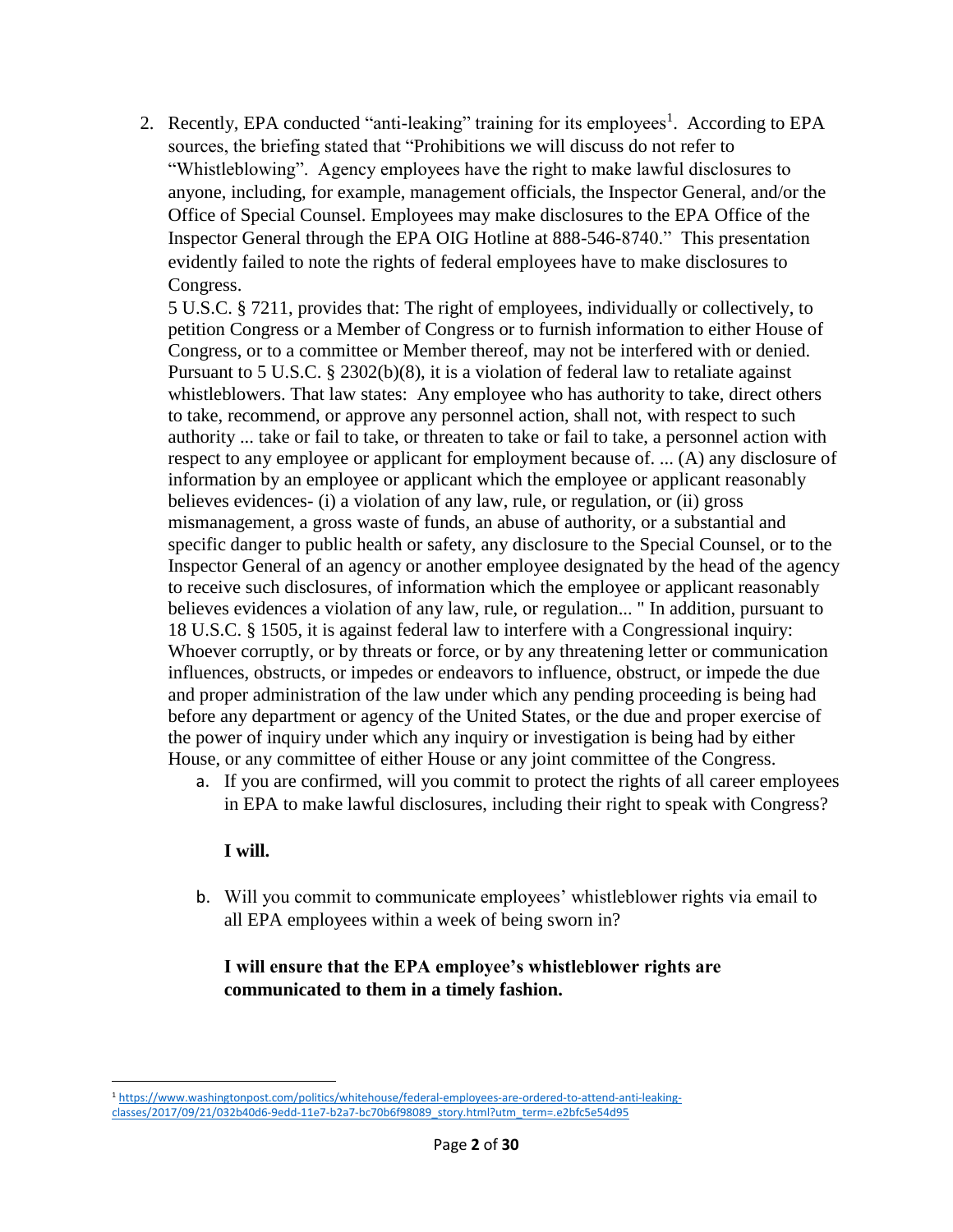2. Recently, EPA conducted "anti-leaking" training for its employees[1]. According to EPA sources, the briefing stated that "Prohibitions we will discuss do not refer to "Whistleblowing". Agency employees have the right to make lawful disclosures to anyone, including, for example, management officials, the Inspector General, and/or the Office of Special Counsel. Employees may make disclosures to the EPA Office of the Inspector General through the EPA OIG Hotline at 888-546-8740." This presentation evidently failed to note the rights of federal employees have to make disclosures to Congress.

   5 U.S.C. § 7211, provides that: The right of employees, individually or collectively, to petition Congress or a Member of Congress or to furnish information to either House of Congress, or to a committee or Member thereof, may not be interfered with or denied. Pursuant to 5 U.S.C. § 2302(b)(8), it is a violation of federal law to retaliate against whistleblowers. That law states: Any employee who has authority to take, direct others to take, recommend, or approve any personnel action, shall not, with respect to such authority ... take or fail to take, or threaten to take or fail to take, a personnel action with respect to any employee or applicant for employment because of. ... (A) any disclosure of information by an employee or applicant which the employee or applicant reasonably believes evidences- (i) a violation of any law, rule, or regulation, or (ii) gross mismanagement, a gross waste of funds, an abuse of authority, or a substantial and specific danger to public health or safety, any disclosure to the Special Counsel, or to the Inspector General of an agency or another employee designated by the head of the agency to receive such disclosures, of information which the employee or applicant reasonably believes evidences a violation of any law, rule, or regulation... " In addition, pursuant to 18 U.S.C. § 1505, it is against federal law to interfere with a Congressional inquiry: Whoever corruptly, or by threats or force, or by any threatening letter or communication influences, obstructs, or impedes or endeavors to influence, obstruct, or impede the due and proper administration of the law under which any pending proceeding is being had before any department or agency of the United States, or the due and proper exercise of the power of inquiry under which any inquiry or investigation is being had by either House, or any committee of either House or any joint committee of the Congress.

   a. If you are confirmed, will you commit to protect the rights of all career employees in EPA to make lawful disclosures, including their right to speak with Congress?

      **I will.**

   b. Will you commit to communicate employees' whistleblower rights via email to all EPA employees within a week of being sworn in?

      **I will ensure that the EPA employee's whistleblower rights are communicated to them in a timely fashion.**

---

[1] https://www.washingtonpost.com/politics/whitehouse/federal-employees-are-ordered-to-attend-anti-leaking-classes/2017/09/21/032b40d6-9edd-11e7-b2a7-bc70b6f98089_story.html?utm_term=.e2bfc5e54d95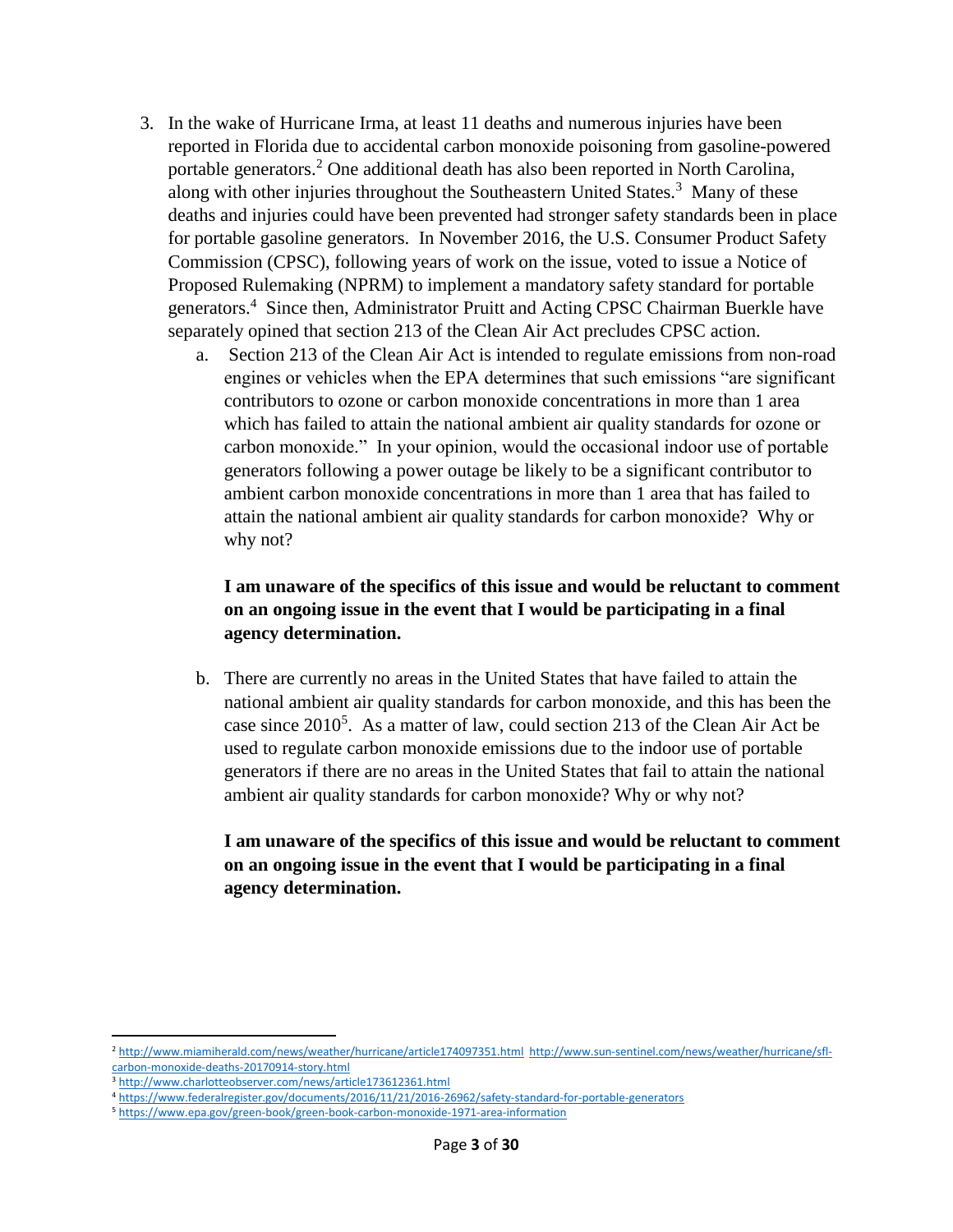3. In the wake of Hurricane Irma, at least 11 deaths and numerous injuries have been reported in Florida due to accidental carbon monoxide poisoning from gasoline-powered portable generators.[2] One additional death has also been reported in North Carolina, along with other injuries throughout the Southeastern United States.[3] Many of these deaths and injuries could have been prevented had stronger safety standards been in place for portable gasoline generators. In November 2016, the U.S. Consumer Product Safety Commission (CPSC), following years of work on the issue, voted to issue a Notice of Proposed Rulemaking (NPRM) to implement a mandatory safety standard for portable generators.[4] Since then, Administrator Pruitt and Acting CPSC Chairman Buerkle have separately opined that section 213 of the Clean Air Act precludes CPSC action.

   a. Section 213 of the Clean Air Act is intended to regulate emissions from non-road engines or vehicles when the EPA determines that such emissions "are significant contributors to ozone or carbon monoxide concentrations in more than 1 area which has failed to attain the national ambient air quality standards for ozone or carbon monoxide." In your opinion, would the occasional indoor use of portable generators following a power outage be likely to be a significant contributor to ambient carbon monoxide concentrations in more than 1 area that has failed to attain the national ambient air quality standards for carbon monoxide? Why or why not?

      **I am unaware of the specifics of this issue and would be reluctant to comment on an ongoing issue in the event that I would be participating in a final agency determination.**

   b. There are currently no areas in the United States that have failed to attain the national ambient air quality standards for carbon monoxide, and this has been the case since 2010[5]. As a matter of law, could section 213 of the Clean Air Act be used to regulate carbon monoxide emissions due to the indoor use of portable generators if there are no areas in the United States that fail to attain the national ambient air quality standards for carbon monoxide? Why or why not?

      **I am unaware of the specifics of this issue and would be reluctant to comment on an ongoing issue in the event that I would be participating in a final agency determination.**

---

[2] http://www.miamiherald.com/news/weather/hurricane/article174097351.html http://www.sun-sentinel.com/news/weather/hurricane/sfl-carbon-monoxide-deaths-20170914-story.html

[3] http://www.charlotteobserver.com/news/article173612361.html

[4] https://www.federalregister.gov/documents/2016/11/21/2016-26962/safety-standard-for-portable-generators

[5] https://www.epa.gov/green-book/green-book-carbon-monoxide-1971-area-information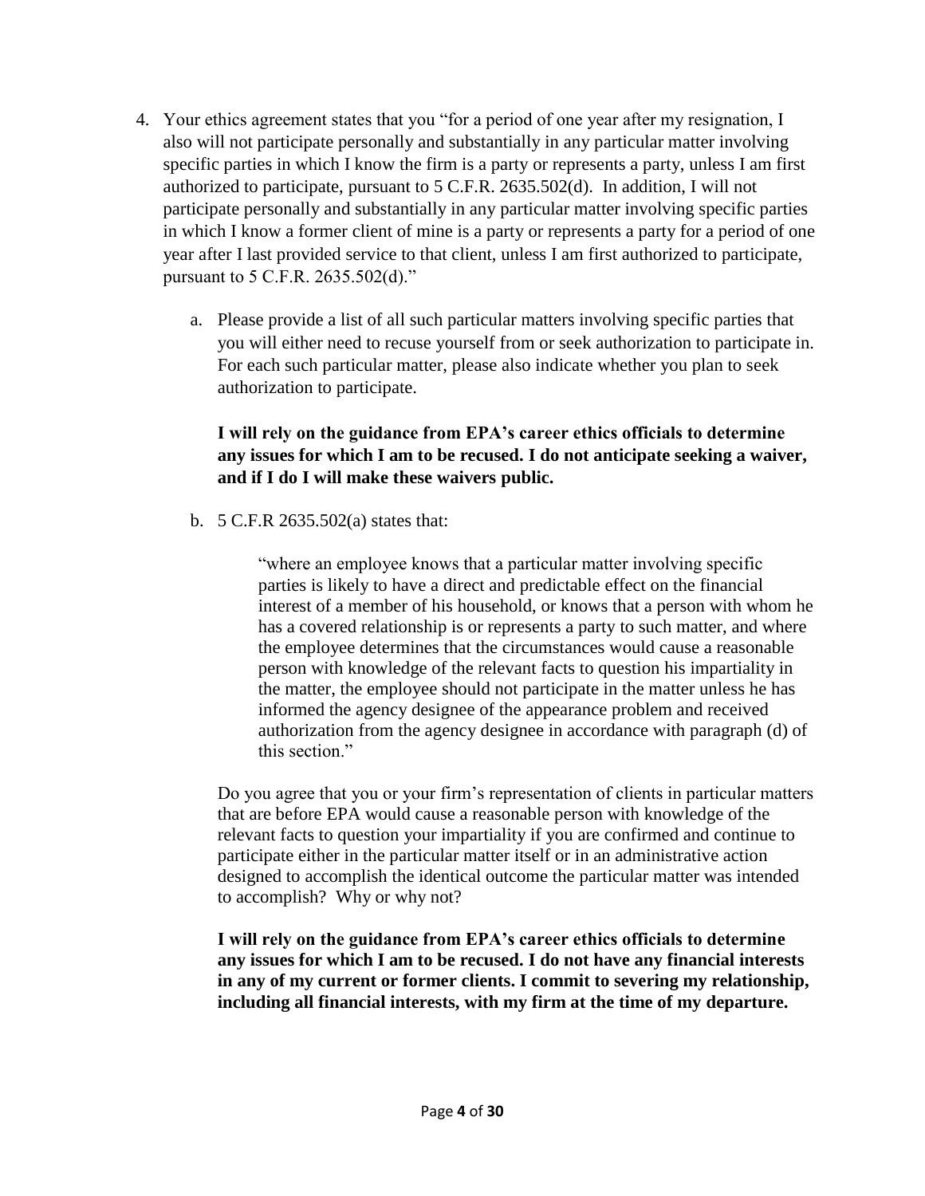4. Your ethics agreement states that you "for a period of one year after my resignation, I also will not participate personally and substantially in any particular matter involving specific parties in which I know the firm is a party or represents a party, unless I am first authorized to participate, pursuant to 5 C.F.R. 2635.502(d). In addition, I will not participate personally and substantially in any particular matter involving specific parties in which I know a former client of mine is a party or represents a party for a period of one year after I last provided service to that client, unless I am first authorized to participate, pursuant to 5 C.F.R. 2635.502(d)."

    a. Please provide a list of all such particular matters involving specific parties that you will either need to recuse yourself from or seek authorization to participate in. For each such particular matter, please also indicate whether you plan to seek authorization to participate.

    **I will rely on the guidance from EPA's career ethics officials to determine any issues for which I am to be recused. I do not anticipate seeking a waiver, and if I do I will make these waivers public.**

    b. 5 C.F.R 2635.502(a) states that:

    > "where an employee knows that a particular matter involving specific parties is likely to have a direct and predictable effect on the financial interest of a member of his household, or knows that a person with whom he has a covered relationship is or represents a party to such matter, and where the employee determines that the circumstances would cause a reasonable person with knowledge of the relevant facts to question his impartiality in the matter, the employee should not participate in the matter unless he has informed the agency designee of the appearance problem and received authorization from the agency designee in accordance with paragraph (d) of this section."

    Do you agree that you or your firm's representation of clients in particular matters that are before EPA would cause a reasonable person with knowledge of the relevant facts to question your impartiality if you are confirmed and continue to participate either in the particular matter itself or in an administrative action designed to accomplish the identical outcome the particular matter was intended to accomplish? Why or why not?

    **I will rely on the guidance from EPA's career ethics officials to determine any issues for which I am to be recused. I do not have any financial interests in any of my current or former clients. I commit to severing my relationship, including all financial interests, with my firm at the time of my departure.**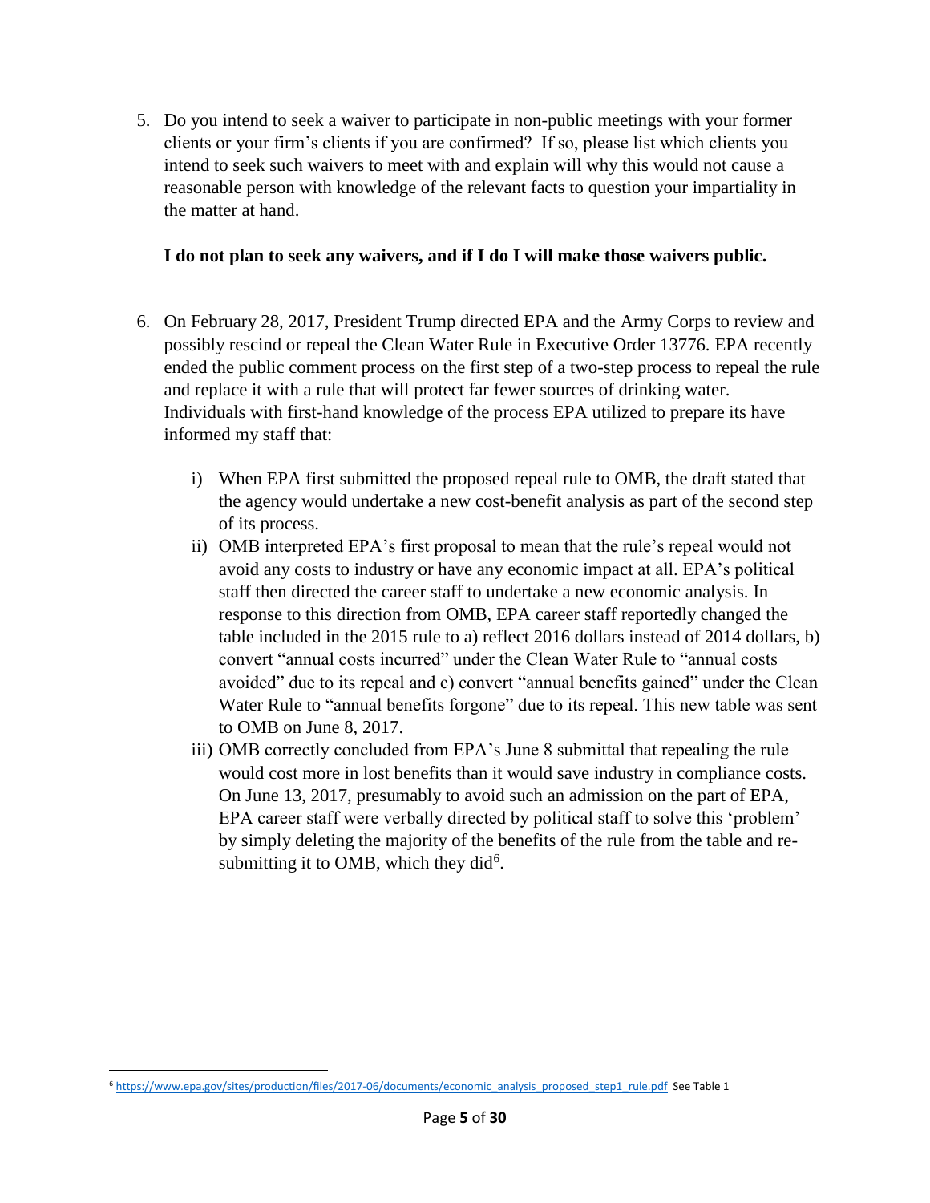5. Do you intend to seek a waiver to participate in non-public meetings with your former clients or your firm's clients if you are confirmed? If so, please list which clients you intend to seek such waivers to meet with and explain will why this would not cause a reasonable person with knowledge of the relevant facts to question your impartiality in the matter at hand.

   **I do not plan to seek any waivers, and if I do I will make those waivers public.**

6. On February 28, 2017, President Trump directed EPA and the Army Corps to review and possibly rescind or repeal the Clean Water Rule in Executive Order 13776. EPA recently ended the public comment process on the first step of a two-step process to repeal the rule and replace it with a rule that will protect far fewer sources of drinking water. Individuals with first-hand knowledge of the process EPA utilized to prepare its have informed my staff that:

   i) When EPA first submitted the proposed repeal rule to OMB, the draft stated that the agency would undertake a new cost-benefit analysis as part of the second step of its process.
   ii) OMB interpreted EPA's first proposal to mean that the rule's repeal would not avoid any costs to industry or have any economic impact at all. EPA's political staff then directed the career staff to undertake a new economic analysis. In response to this direction from OMB, EPA career staff reportedly changed the table included in the 2015 rule to a) reflect 2016 dollars instead of 2014 dollars, b) convert "annual costs incurred" under the Clean Water Rule to "annual costs avoided" due to its repeal and c) convert "annual benefits gained" under the Clean Water Rule to "annual benefits forgone" due to its repeal. This new table was sent to OMB on June 8, 2017.
   iii) OMB correctly concluded from EPA's June 8 submittal that repealing the rule would cost more in lost benefits than it would save industry in compliance costs. On June 13, 2017, presumably to avoid such an admission on the part of EPA, EPA career staff were verbally directed by political staff to solve this 'problem' by simply deleting the majority of the benefits of the rule from the table and re-submitting it to OMB, which they did[6].

---

[6] https://www.epa.gov/sites/production/files/2017-06/documents/economic_analysis_proposed_step1_rule.pdf See Table 1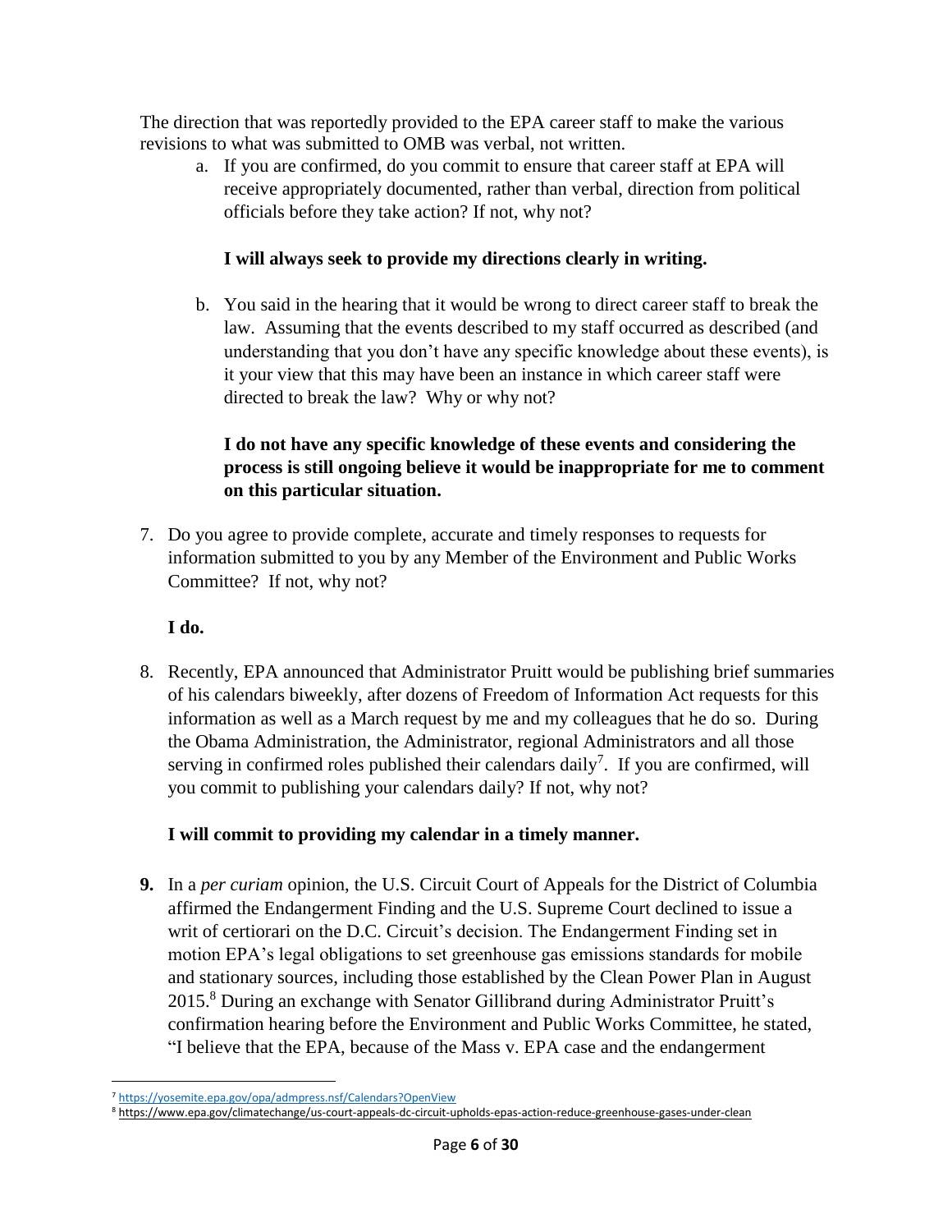The direction that was reportedly provided to the EPA career staff to make the various revisions to what was submitted to OMB was verbal, not written.

a. If you are confirmed, do you commit to ensure that career staff at EPA will receive appropriately documented, rather than verbal, direction from political officials before they take action? If not, why not?

   **I will always seek to provide my directions clearly in writing.**

b. You said in the hearing that it would be wrong to direct career staff to break the law. Assuming that the events described to my staff occurred as described (and understanding that you don't have any specific knowledge about these events), is it your view that this may have been an instance in which career staff were directed to break the law? Why or why not?

   **I do not have any specific knowledge of these events and considering the process is still ongoing believe it would be inappropriate for me to comment on this particular situation.**

7. Do you agree to provide complete, accurate and timely responses to requests for information submitted to you by any Member of the Environment and Public Works Committee? If not, why not?

   **I do.**

8. Recently, EPA announced that Administrator Pruitt would be publishing brief summaries of his calendars biweekly, after dozens of Freedom of Information Act requests for this information as well as a March request by me and my colleagues that he do so. During the Obama Administration, the Administrator, regional Administrators and all those serving in confirmed roles published their calendars daily[7]. If you are confirmed, will you commit to publishing your calendars daily? If not, why not?

   **I will commit to providing my calendar in a timely manner.**

**9.** In a *per curiam* opinion, the U.S. Circuit Court of Appeals for the District of Columbia affirmed the Endangerment Finding and the U.S. Supreme Court declined to issue a writ of certiorari on the D.C. Circuit's decision. The Endangerment Finding set in motion EPA's legal obligations to set greenhouse gas emissions standards for mobile and stationary sources, including those established by the Clean Power Plan in August 2015.[8] During an exchange with Senator Gillibrand during Administrator Pruitt's confirmation hearing before the Environment and Public Works Committee, he stated, "I believe that the EPA, because of the Mass v. EPA case and the endangerment

---

[7] https://yosemite.epa.gov/opa/admpress.nsf/Calendars?OpenView

[8] https://www.epa.gov/climatechange/us-court-appeals-dc-circuit-upholds-epas-action-reduce-greenhouse-gases-under-clean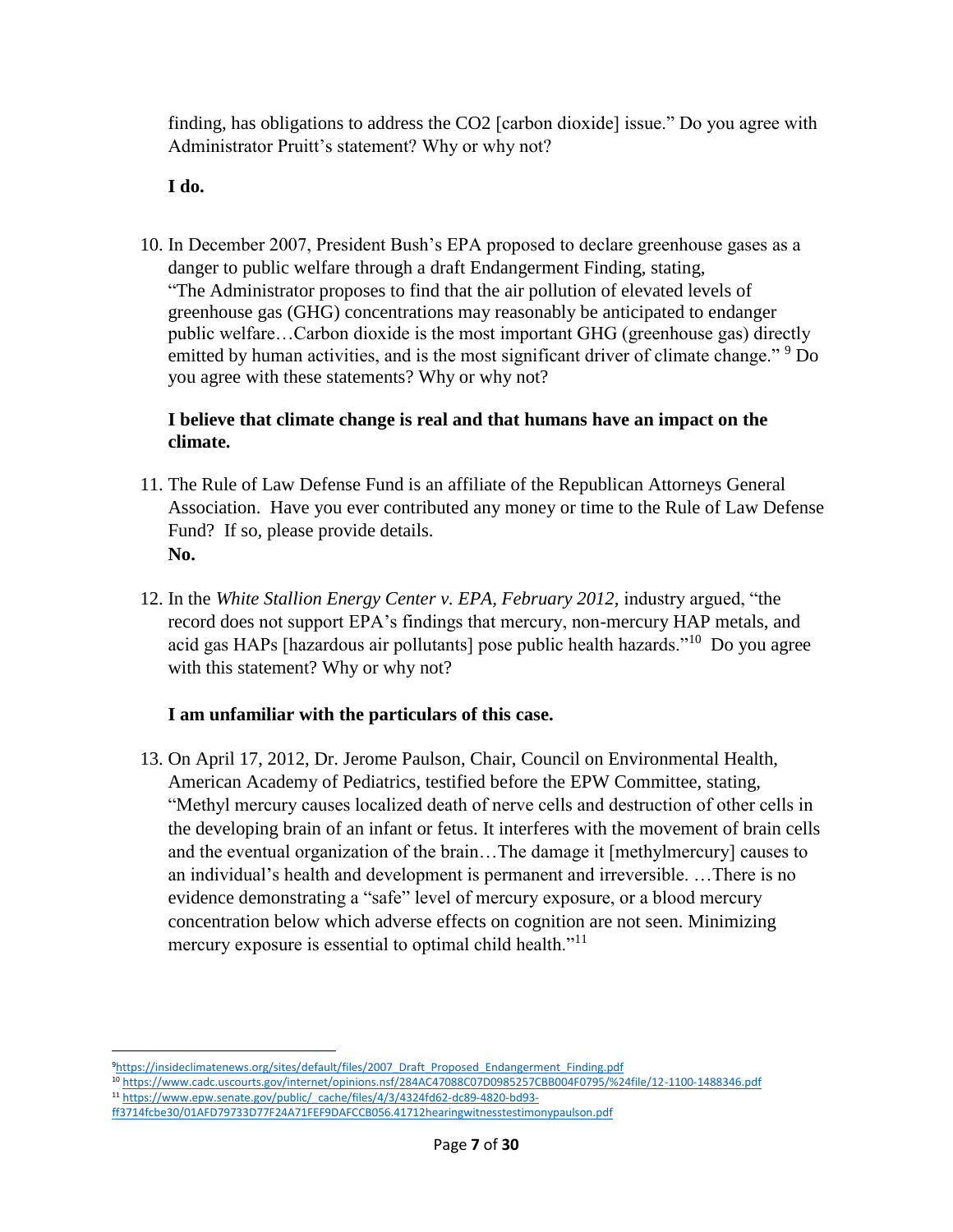finding, has obligations to address the $CO_2$ [carbon dioxide] issue." Do you agree with Administrator Pruitt's statement? Why or why not?

**I do.**

10. In December 2007, President Bush's EPA proposed to declare greenhouse gases as a danger to public welfare through a draft Endangerment Finding, stating, "The Administrator proposes to find that the air pollution of elevated levels of greenhouse gas (GHG) concentrations may reasonably be anticipated to endanger public welfare…Carbon dioxide is the most important GHG (greenhouse gas) directly emitted by human activities, and is the most significant driver of climate change." [9] Do you agree with these statements? Why or why not?

    **I believe that climate change is real and that humans have an impact on the climate.**

11. The Rule of Law Defense Fund is an affiliate of the Republican Attorneys General Association. Have you ever contributed any money or time to the Rule of Law Defense Fund? If so, please provide details.
    **No.**

12. In the *White Stallion Energy Center v. EPA, February 2012,* industry argued, "the record does not support EPA's findings that mercury, non-mercury HAP metals, and acid gas HAPs [hazardous air pollutants] pose public health hazards."[10] Do you agree with this statement? Why or why not?

    **I am unfamiliar with the particulars of this case.**

13. On April 17, 2012, Dr. Jerome Paulson, Chair, Council on Environmental Health, American Academy of Pediatrics, testified before the EPW Committee, stating, "Methyl mercury causes localized death of nerve cells and destruction of other cells in the developing brain of an infant or fetus. It interferes with the movement of brain cells and the eventual organization of the brain…The damage it [methylmercury] causes to an individual's health and development is permanent and irreversible. …There is no evidence demonstrating a "safe" level of mercury exposure, or a blood mercury concentration below which adverse effects on cognition are not seen. Minimizing mercury exposure is essential to optimal child health."[11]

---

[9] https://insideclimatenews.org/sites/default/files/2007_Draft_Proposed_Endangerment_Finding.pdf

[10] https://www.cadc.uscourts.gov/internet/opinions.nsf/284AC47088C07D0985257CBB004F0795/%24file/12-1100-1488346.pdf

[11] https://www.epw.senate.gov/public/_cache/files/4/3/4324fd62-dc89-4820-bd93-ff3714fcbe30/01AFD79733D77F24A71FEF9DAFCCB056.41712hearingwitnesstestimonypaulson.pdf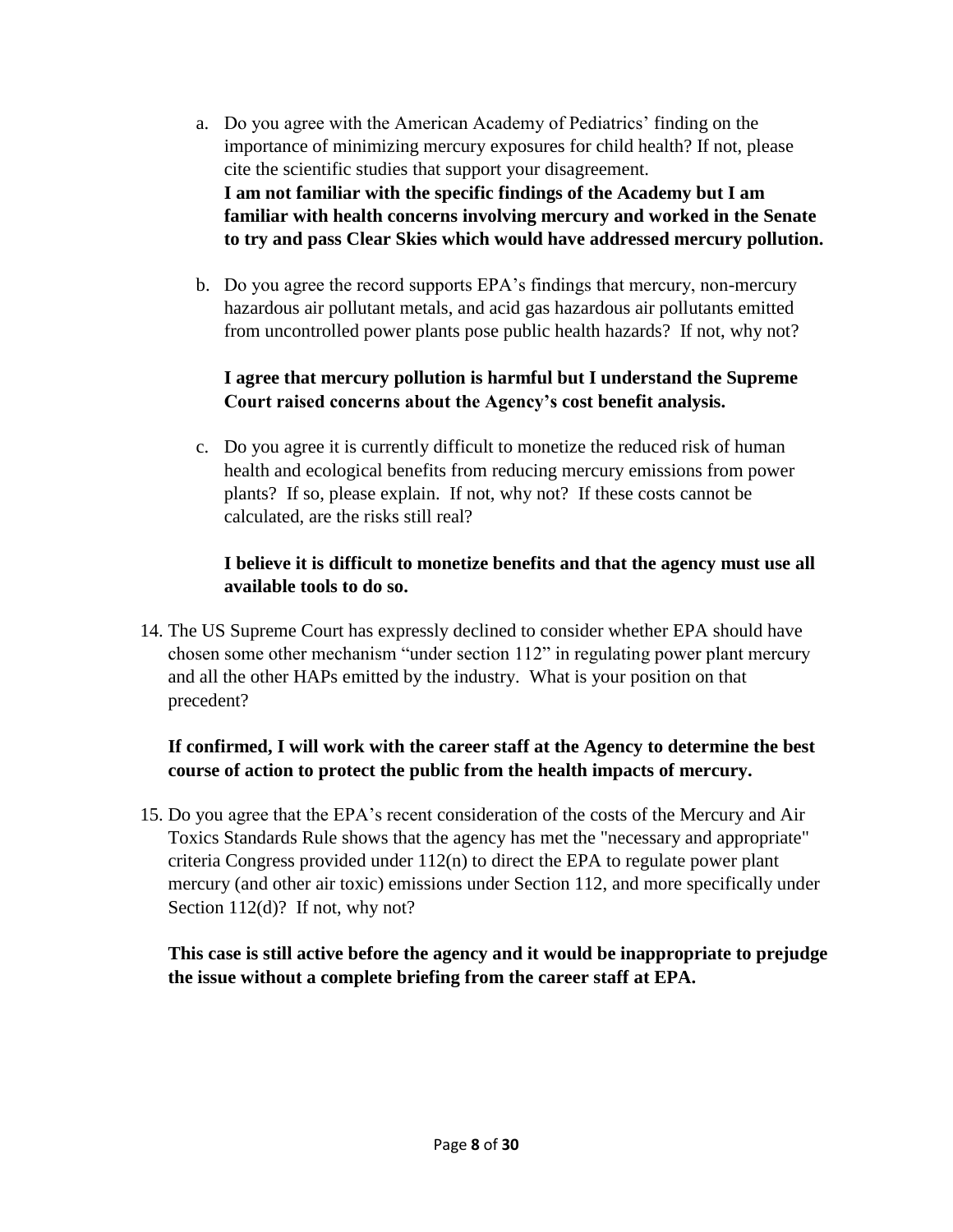a. Do you agree with the American Academy of Pediatrics' finding on the importance of minimizing mercury exposures for child health? If not, please cite the scientific studies that support your disagreement.
   **I am not familiar with the specific findings of the Academy but I am familiar with health concerns involving mercury and worked in the Senate to try and pass Clear Skies which would have addressed mercury pollution.**

b. Do you agree the record supports EPA's findings that mercury, non-mercury hazardous air pollutant metals, and acid gas hazardous air pollutants emitted from uncontrolled power plants pose public health hazards? If not, why not?

   **I agree that mercury pollution is harmful but I understand the Supreme Court raised concerns about the Agency's cost benefit analysis.**

c. Do you agree it is currently difficult to monetize the reduced risk of human health and ecological benefits from reducing mercury emissions from power plants? If so, please explain. If not, why not? If these costs cannot be calculated, are the risks still real?

   **I believe it is difficult to monetize benefits and that the agency must use all available tools to do so.**

14. The US Supreme Court has expressly declined to consider whether EPA should have chosen some other mechanism "under section 112" in regulating power plant mercury and all the other HAPs emitted by the industry. What is your position on that precedent?

    **If confirmed, I will work with the career staff at the Agency to determine the best course of action to protect the public from the health impacts of mercury.**

15. Do you agree that the EPA's recent consideration of the costs of the Mercury and Air Toxics Standards Rule shows that the agency has met the "necessary and appropriate" criteria Congress provided under 112(n) to direct the EPA to regulate power plant mercury (and other air toxic) emissions under Section 112, and more specifically under Section 112(d)? If not, why not?

    **This case is still active before the agency and it would be inappropriate to prejudge the issue without a complete briefing from the career staff at EPA.**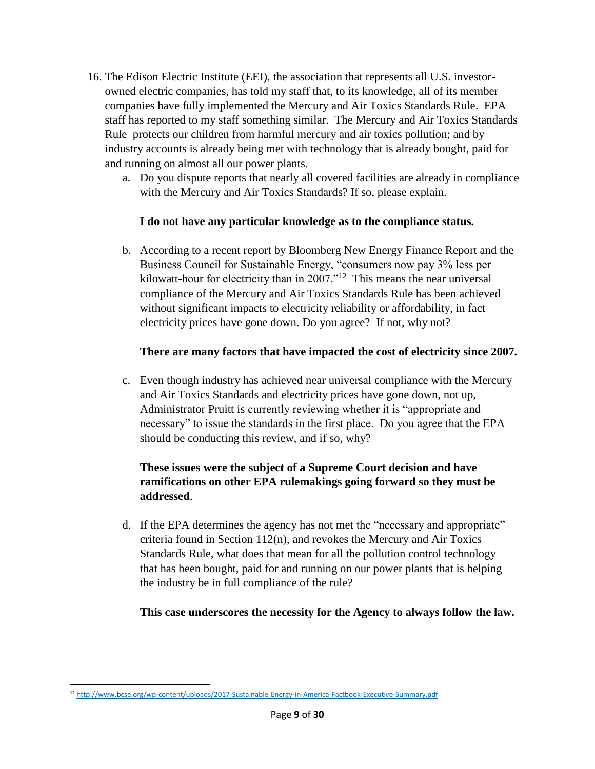16. The Edison Electric Institute (EEI), the association that represents all U.S. investor-owned electric companies, has told my staff that, to its knowledge, all of its member companies have fully implemented the Mercury and Air Toxics Standards Rule. EPA staff has reported to my staff something similar. The Mercury and Air Toxics Standards Rule protects our children from harmful mercury and air toxics pollution; and by industry accounts is already being met with technology that is already bought, paid for and running on almost all our power plants.

    a. Do you dispute reports that nearly all covered facilities are already in compliance with the Mercury and Air Toxics Standards? If so, please explain.

       **I do not have any particular knowledge as to the compliance status.**

    b. According to a recent report by Bloomberg New Energy Finance Report and the Business Council for Sustainable Energy, "consumers now pay 3% less per kilowatt-hour for electricity than in 2007."[12] This means the near universal compliance of the Mercury and Air Toxics Standards Rule has been achieved without significant impacts to electricity reliability or affordability, in fact electricity prices have gone down. Do you agree? If not, why not?

       **There are many factors that have impacted the cost of electricity since 2007.**

    c. Even though industry has achieved near universal compliance with the Mercury and Air Toxics Standards and electricity prices have gone down, not up, Administrator Pruitt is currently reviewing whether it is "appropriate and necessary" to issue the standards in the first place. Do you agree that the EPA should be conducting this review, and if so, why?

       **These issues were the subject of a Supreme Court decision and have ramifications on other EPA rulemakings going forward so they must be addressed**.

    d. If the EPA determines the agency has not met the "necessary and appropriate" criteria found in Section 112(n), and revokes the Mercury and Air Toxics Standards Rule, what does that mean for all the pollution control technology that has been bought, paid for and running on our power plants that is helping the industry be in full compliance of the rule?

       **This case underscores the necessity for the Agency to always follow the law.**

---

[12] http://www.bcse.org/wp-content/uploads/2017-Sustainable-Energy-in-America-Factbook-Executive-Summary.pdf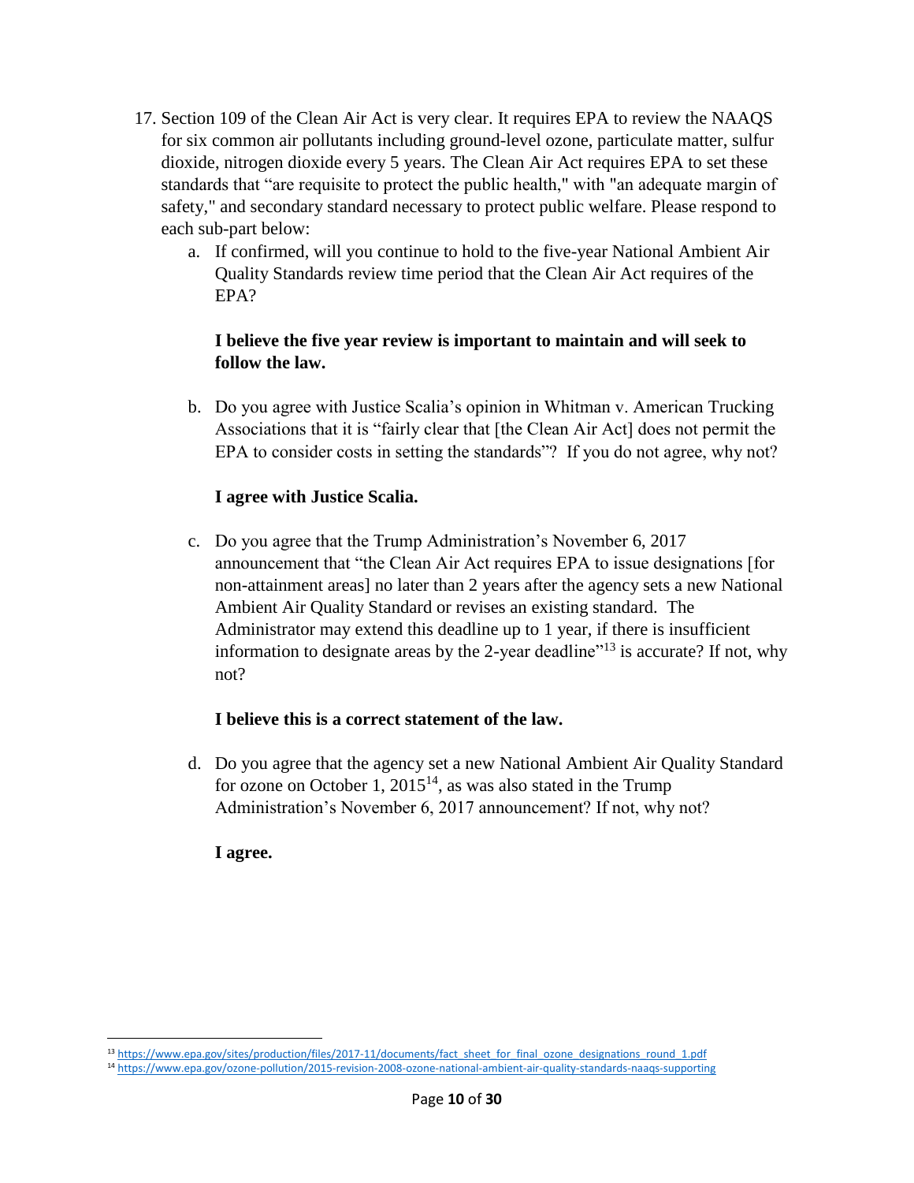17. Section 109 of the Clean Air Act is very clear. It requires EPA to review the NAAQS for six common air pollutants including ground-level ozone, particulate matter, sulfur dioxide, nitrogen dioxide every 5 years. The Clean Air Act requires EPA to set these standards that "are requisite to protect the public health," with "an adequate margin of safety," and secondary standard necessary to protect public welfare. Please respond to each sub-part below:

    a. If confirmed, will you continue to hold to the five-year National Ambient Air Quality Standards review time period that the Clean Air Act requires of the EPA?

       **I believe the five year review is important to maintain and will seek to follow the law.**

    b. Do you agree with Justice Scalia's opinion in Whitman v. American Trucking Associations that it is "fairly clear that [the Clean Air Act] does not permit the EPA to consider costs in setting the standards"? If you do not agree, why not?

       **I agree with Justice Scalia.**

    c. Do you agree that the Trump Administration's November 6, 2017 announcement that "the Clean Air Act requires EPA to issue designations [for non-attainment areas] no later than 2 years after the agency sets a new National Ambient Air Quality Standard or revises an existing standard. The Administrator may extend this deadline up to 1 year, if there is insufficient information to designate areas by the 2-year deadline"[13] is accurate? If not, why not?

       **I believe this is a correct statement of the law.**

    d. Do you agree that the agency set a new National Ambient Air Quality Standard for ozone on October 1, 2015[14], as was also stated in the Trump Administration's November 6, 2017 announcement? If not, why not?

       **I agree.**

[13] https://www.epa.gov/sites/production/files/2017-11/documents/fact_sheet_for_final_ozone_designations_round_1.pdf

[14] https://www.epa.gov/ozone-pollution/2015-revision-2008-ozone-national-ambient-air-quality-standards-naaqs-supporting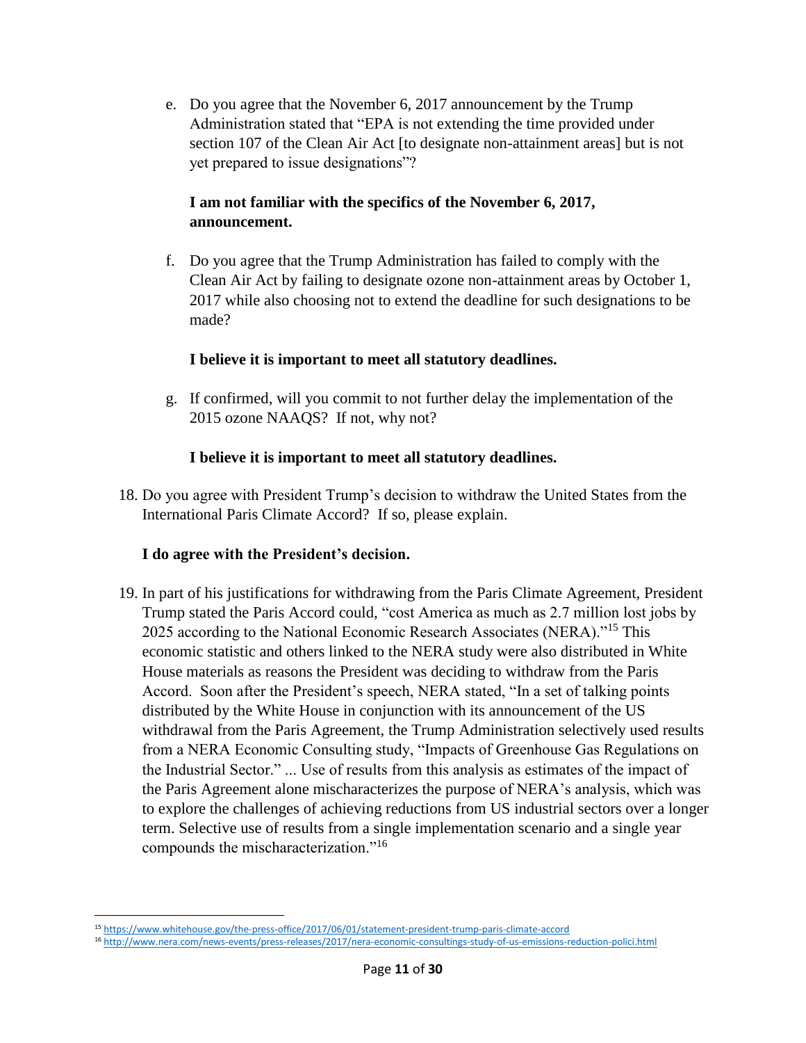e. Do you agree that the November 6, 2017 announcement by the Trump Administration stated that "EPA is not extending the time provided under section 107 of the Clean Air Act [to designate non-attainment areas] but is not yet prepared to issue designations"?

   **I am not familiar with the specifics of the November 6, 2017, announcement.**

f. Do you agree that the Trump Administration has failed to comply with the Clean Air Act by failing to designate ozone non-attainment areas by October 1, 2017 while also choosing not to extend the deadline for such designations to be made?

   **I believe it is important to meet all statutory deadlines.**

g. If confirmed, will you commit to not further delay the implementation of the 2015 ozone NAAQS? If not, why not?

   **I believe it is important to meet all statutory deadlines.**

18. Do you agree with President Trump's decision to withdraw the United States from the International Paris Climate Accord? If so, please explain.

    **I do agree with the President's decision.**

19. In part of his justifications for withdrawing from the Paris Climate Agreement, President Trump stated the Paris Accord could, "cost America as much as 2.7 million lost jobs by 2025 according to the National Economic Research Associates (NERA)."[15] This economic statistic and others linked to the NERA study were also distributed in White House materials as reasons the President was deciding to withdraw from the Paris Accord. Soon after the President's speech, NERA stated, "In a set of talking points distributed by the White House in conjunction with its announcement of the US withdrawal from the Paris Agreement, the Trump Administration selectively used results from a NERA Economic Consulting study, "Impacts of Greenhouse Gas Regulations on the Industrial Sector." ... Use of results from this analysis as estimates of the impact of the Paris Agreement alone mischaracterizes the purpose of NERA's analysis, which was to explore the challenges of achieving reductions from US industrial sectors over a longer term. Selective use of results from a single implementation scenario and a single year compounds the mischaracterization."[16]

---

[15] https://www.whitehouse.gov/the-press-office/2017/06/01/statement-president-trump-paris-climate-accord

[16] http://www.nera.com/news-events/press-releases/2017/nera-economic-consultings-study-of-us-emissions-reduction-polici.html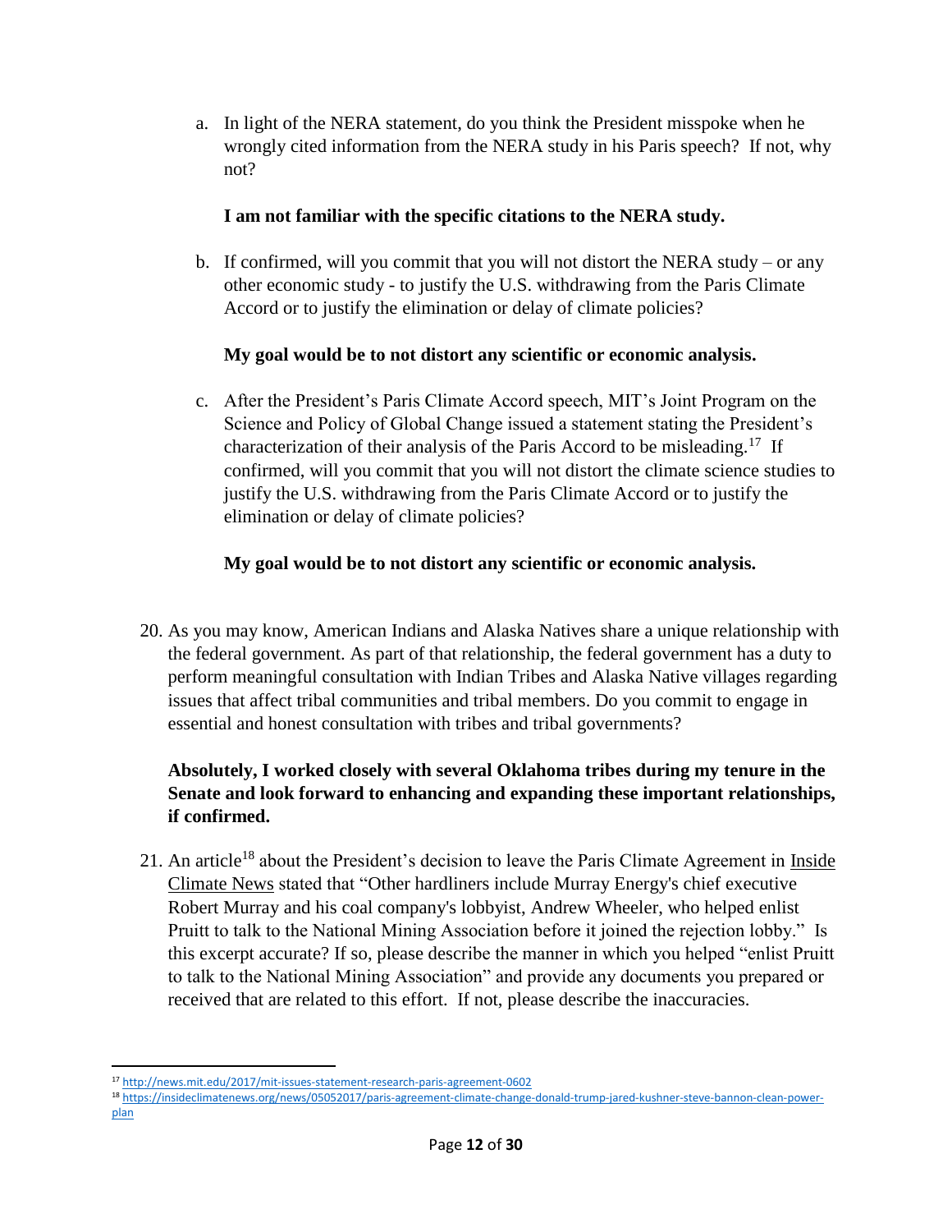a. In light of the NERA statement, do you think the President misspoke when he wrongly cited information from the NERA study in his Paris speech? If not, why not?

   **I am not familiar with the specific citations to the NERA study.**

b. If confirmed, will you commit that you will not distort the NERA study – or any other economic study - to justify the U.S. withdrawing from the Paris Climate Accord or to justify the elimination or delay of climate policies?

   **My goal would be to not distort any scientific or economic analysis.**

c. After the President's Paris Climate Accord speech, MIT's Joint Program on the Science and Policy of Global Change issued a statement stating the President's characterization of their analysis of the Paris Accord to be misleading.[17] If confirmed, will you commit that you will not distort the climate science studies to justify the U.S. withdrawing from the Paris Climate Accord or to justify the elimination or delay of climate policies?

   **My goal would be to not distort any scientific or economic analysis.**

20. As you may know, American Indians and Alaska Natives share a unique relationship with the federal government. As part of that relationship, the federal government has a duty to perform meaningful consultation with Indian Tribes and Alaska Native villages regarding issues that affect tribal communities and tribal members. Do you commit to engage in essential and honest consultation with tribes and tribal governments?

    **Absolutely, I worked closely with several Oklahoma tribes during my tenure in the Senate and look forward to enhancing and expanding these important relationships, if confirmed.**

21. An article[18] about the President's decision to leave the Paris Climate Agreement in Inside Climate News stated that "Other hardliners include Murray Energy's chief executive Robert Murray and his coal company's lobbyist, Andrew Wheeler, who helped enlist Pruitt to talk to the National Mining Association before it joined the rejection lobby." Is this excerpt accurate? If so, please describe the manner in which you helped "enlist Pruitt to talk to the National Mining Association" and provide any documents you prepared or received that are related to this effort. If not, please describe the inaccuracies.

---

[17] http://news.mit.edu/2017/mit-issues-statement-research-paris-agreement-0602

[18] https://insideclimatenews.org/news/05052017/paris-agreement-climate-change-donald-trump-jared-kushner-steve-bannon-clean-power-plan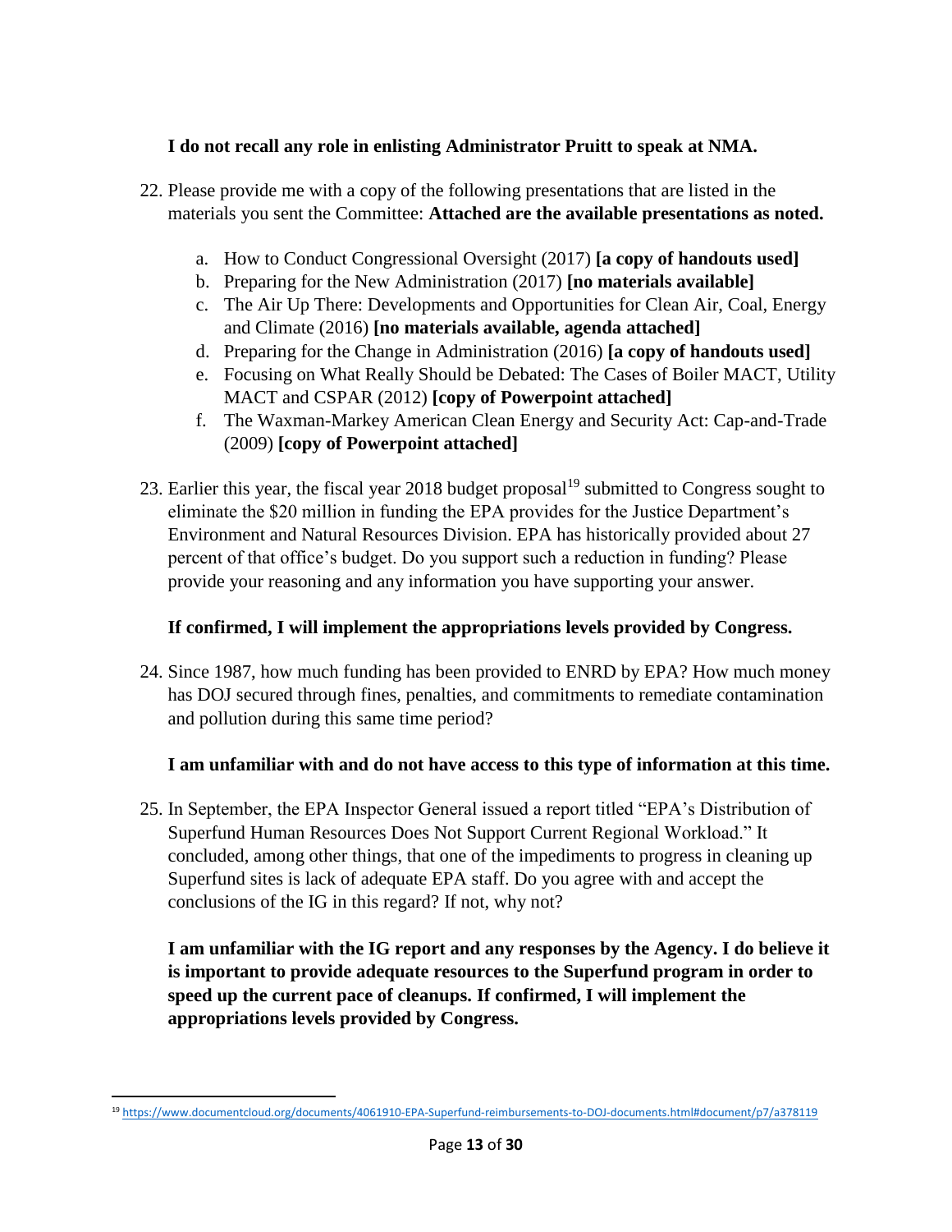**I do not recall any role in enlisting Administrator Pruitt to speak at NMA.**

22. Please provide me with a copy of the following presentations that are listed in the materials you sent the Committee: **Attached are the available presentations as noted.**

    a. How to Conduct Congressional Oversight (2017) **[a copy of handouts used]**
    b. Preparing for the New Administration (2017) **[no materials available]**
    c. The Air Up There: Developments and Opportunities for Clean Air, Coal, Energy and Climate (2016) **[no materials available, agenda attached]**
    d. Preparing for the Change in Administration (2016) **[a copy of handouts used]**
    e. Focusing on What Really Should be Debated: The Cases of Boiler MACT, Utility MACT and CSPAR (2012) **[copy of Powerpoint attached]**
    f. The Waxman-Markey American Clean Energy and Security Act: Cap-and-Trade (2009) **[copy of Powerpoint attached]**

23. Earlier this year, the fiscal year 2018 budget proposal[19] submitted to Congress sought to eliminate the $20 million in funding the EPA provides for the Justice Department's Environment and Natural Resources Division. EPA has historically provided about 27 percent of that office's budget. Do you support such a reduction in funding? Please provide your reasoning and any information you have supporting your answer.

    **If confirmed, I will implement the appropriations levels provided by Congress.**

24. Since 1987, how much funding has been provided to ENRD by EPA? How much money has DOJ secured through fines, penalties, and commitments to remediate contamination and pollution during this same time period?

    **I am unfamiliar with and do not have access to this type of information at this time.**

25. In September, the EPA Inspector General issued a report titled "EPA's Distribution of Superfund Human Resources Does Not Support Current Regional Workload." It concluded, among other things, that one of the impediments to progress in cleaning up Superfund sites is lack of adequate EPA staff. Do you agree with and accept the conclusions of the IG in this regard? If not, why not?

    **I am unfamiliar with the IG report and any responses by the Agency. I do believe it is important to provide adequate resources to the Superfund program in order to speed up the current pace of cleanups. If confirmed, I will implement the appropriations levels provided by Congress.**

---

[19] https://www.documentcloud.org/documents/4061910-EPA-Superfund-reimbursements-to-DOJ-documents.html#document/p7/a378119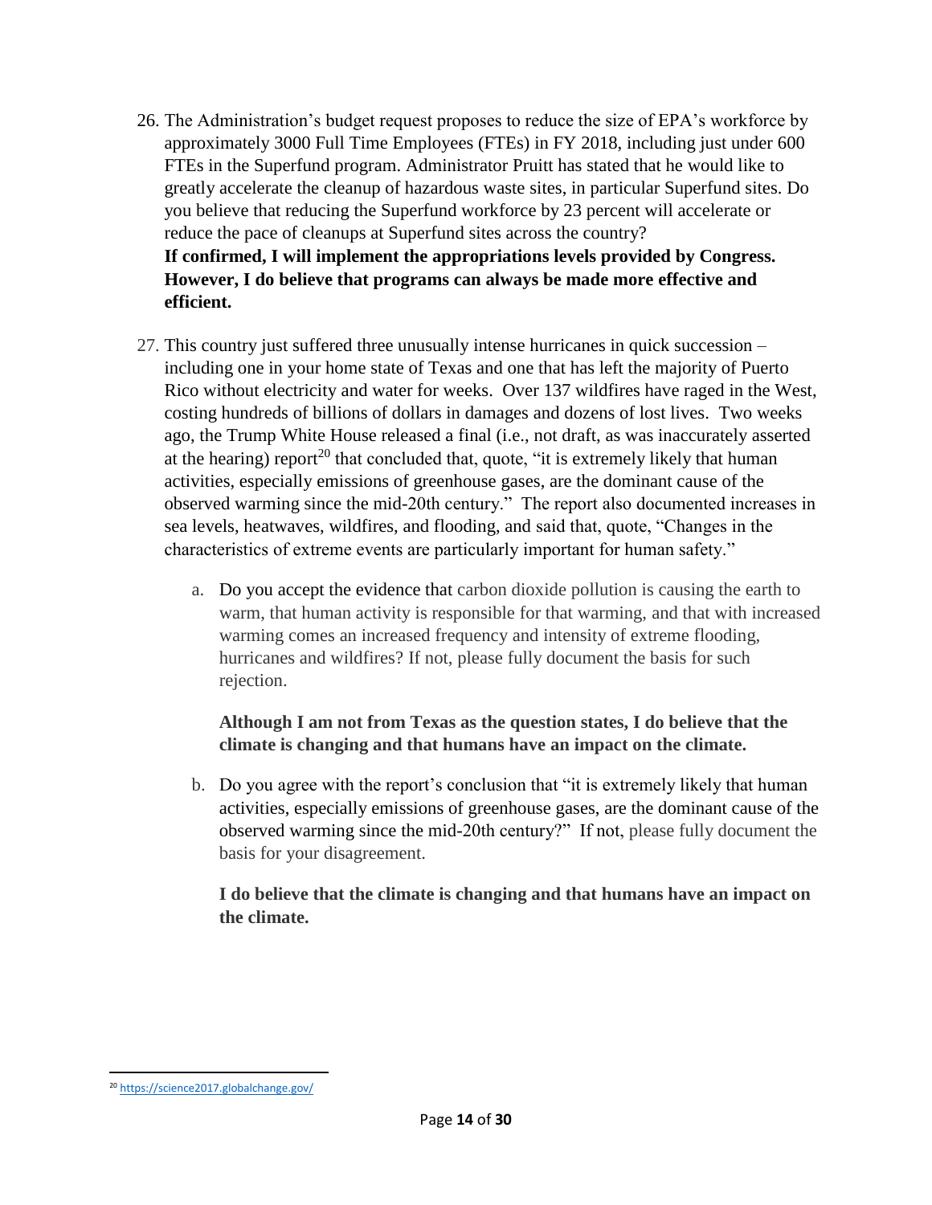26. The Administration's budget request proposes to reduce the size of EPA's workforce by approximately 3000 Full Time Employees (FTEs) in FY 2018, including just under 600 FTEs in the Superfund program. Administrator Pruitt has stated that he would like to greatly accelerate the cleanup of hazardous waste sites, in particular Superfund sites. Do you believe that reducing the Superfund workforce by 23 percent will accelerate or reduce the pace of cleanups at Superfund sites across the country?
**If confirmed, I will implement the appropriations levels provided by Congress. However, I do believe that programs can always be made more effective and efficient.**

27. This country just suffered three unusually intense hurricanes in quick succession – including one in your home state of Texas and one that has left the majority of Puerto Rico without electricity and water for weeks. Over 137 wildfires have raged in the West, costing hundreds of billions of dollars in damages and dozens of lost lives. Two weeks ago, the Trump White House released a final (i.e., not draft, as was inaccurately asserted at the hearing) report[20] that concluded that, quote, "it is extremely likely that human activities, especially emissions of greenhouse gases, are the dominant cause of the observed warming since the mid-20th century." The report also documented increases in sea levels, heatwaves, wildfires, and flooding, and said that, quote, "Changes in the characteristics of extreme events are particularly important for human safety."

    a. Do you accept the evidence that carbon dioxide pollution is causing the earth to warm, that human activity is responsible for that warming, and that with increased warming comes an increased frequency and intensity of extreme flooding, hurricanes and wildfires? If not, please fully document the basis for such rejection.

       **Although I am not from Texas as the question states, I do believe that the climate is changing and that humans have an impact on the climate.**

    b. Do you agree with the report's conclusion that "it is extremely likely that human activities, especially emissions of greenhouse gases, are the dominant cause of the observed warming since the mid-20th century?" If not, please fully document the basis for your disagreement.

       **I do believe that the climate is changing and that humans have an impact on the climate.**

---

[20] https://science2017.globalchange.gov/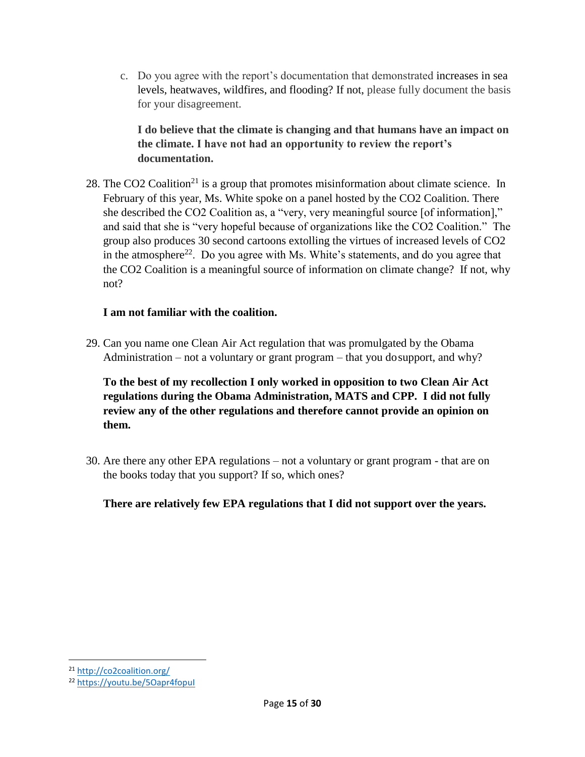c. Do you agree with the report's documentation that demonstrated increases in sea levels, heatwaves, wildfires, and flooding? If not, please fully document the basis for your disagreement.

**I do believe that the climate is changing and that humans have an impact on the climate. I have not had an opportunity to review the report's documentation.**

28. The $CO_2$ Coalition[21] is a group that promotes misinformation about climate science. In February of this year, Ms. White spoke on a panel hosted by the $CO_2$ Coalition. There she described the $CO_2$ Coalition as, a "very, very meaningful source [of information]," and said that she is "very hopeful because of organizations like the $CO_2$ Coalition." The group also produces 30 second cartoons extolling the virtues of increased levels of $CO_2$ in the atmosphere[22]. Do you agree with Ms. White's statements, and do you agree that the $CO_2$ Coalition is a meaningful source of information on climate change? If not, why not?

    **I am not familiar with the coalition.**

29. Can you name one Clean Air Act regulation that was promulgated by the Obama Administration – not a voluntary or grant program – that you do support, and why?

    **To the best of my recollection I only worked in opposition to two Clean Air Act regulations during the Obama Administration, MATS and CPP. I did not fully review any of the other regulations and therefore cannot provide an opinion on them.**

30. Are there any other EPA regulations – not a voluntary or grant program - that are on the books today that you support? If so, which ones?

    **There are relatively few EPA regulations that I did not support over the years.**

[21] http://co2coalition.org/

[22] https://youtu.be/5Oapr4fopuI